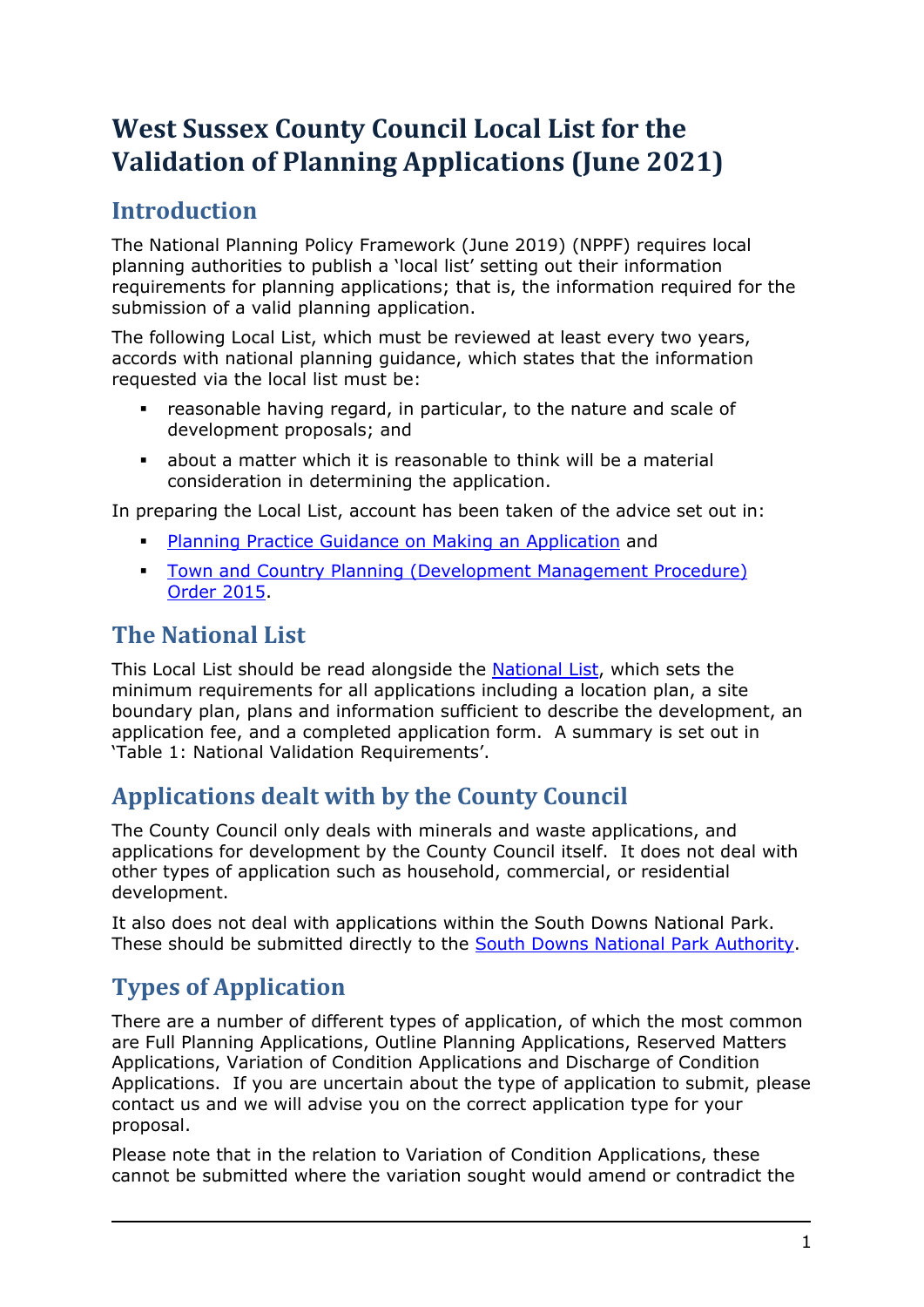# West Sussex County Council Local List for the Validation of Planning Applications (June 2021)

## Introduction

The National Planning Policy Framework (June 2019) (NPPF) requires local planning authorities to publish a 'local list' setting out their information requirements for planning applications; that is, the information required for the submission of a valid planning application.

The following Local List, which must be reviewed at least every two years, accords with national planning guidance, which states that the information requested via the local list must be:

- reasonable having regard, in particular, to the nature and scale of development proposals; and
- about a matter which it is reasonable to think will be a material consideration in determining the application.

In preparing the Local List, account has been taken of the advice set out in:

- [Planning Practice Guidance on Making an Application]() and
- [Town and Country Planning (Development Management Procedure) Order 2015]().

## The National List

This Local List should be read alongside the [National List](), which sets the minimum requirements for all applications including a location plan, a site boundary plan, plans and information sufficient to describe the development, an application fee, and a completed application form. A summary is set out in 'Table 1: National Validation Requirements'.

## Applications dealt with by the County Council

The County Council only deals with minerals and waste applications, and applications for development by the County Council itself. It does not deal with other types of application such as household, commercial, or residential development.

It also does not deal with applications within the South Downs National Park. These should be submitted directly to the [South Downs National Park Authority]().

## Types of Application

There are a number of different types of application, of which the most common are Full Planning Applications, Outline Planning Applications, Reserved Matters Applications, Variation of Condition Applications and Discharge of Condition Applications. If you are uncertain about the type of application to submit, please contact us and we will advise you on the correct application type for your proposal.

Please note that in the relation to Variation of Condition Applications, these cannot be submitted where the variation sought would amend or contradict the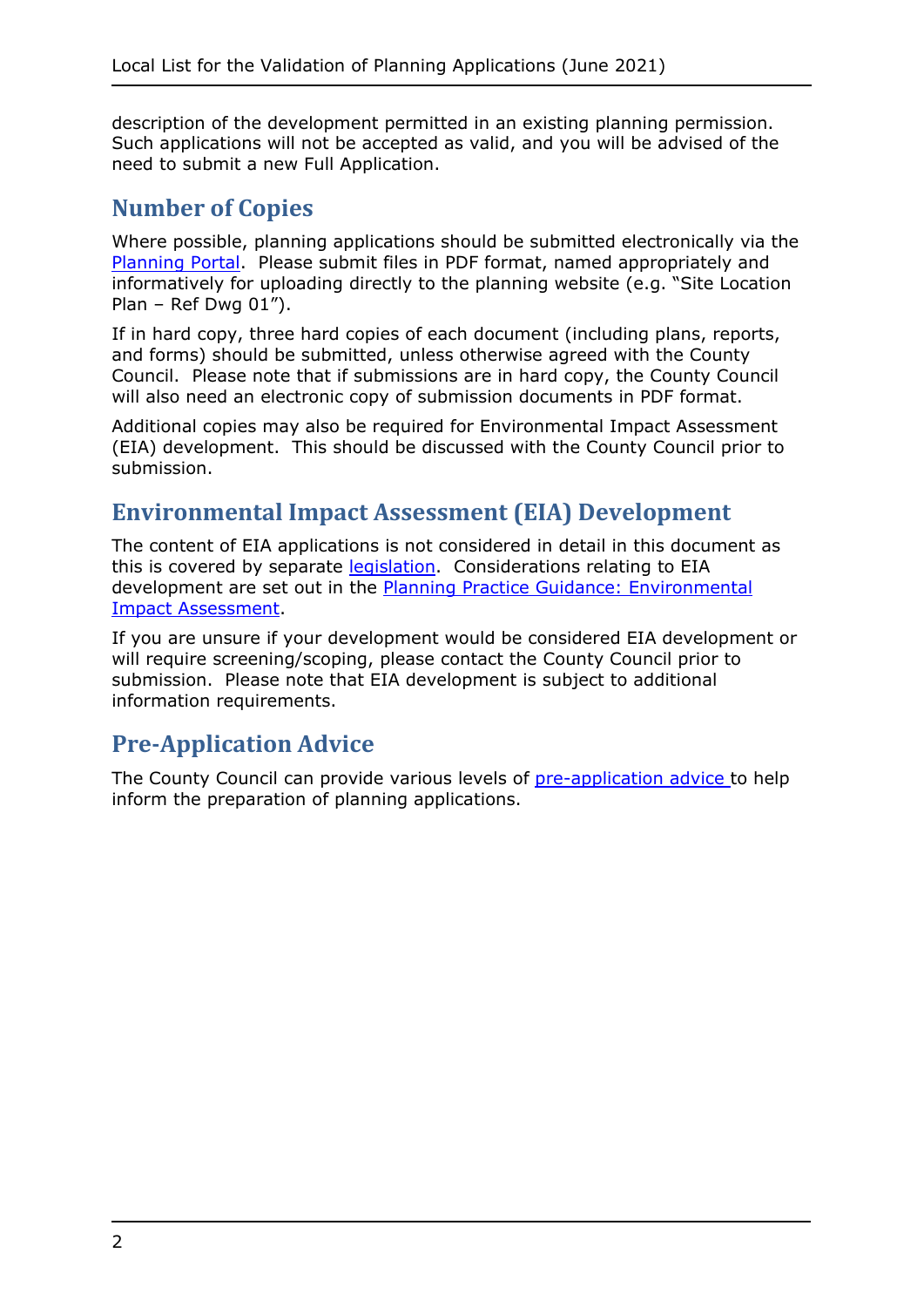description of the development permitted in an existing planning permission. Such applications will not be accepted as valid, and you will be advised of the need to submit a new Full Application.

## Number of Copies

Where possible, planning applications should be submitted electronically via the Planning Portal. Please submit files in PDF format, named appropriately and informatively for uploading directly to the planning website (e.g. "Site Location Plan – Ref Dwg 01").

If in hard copy, three hard copies of each document (including plans, reports, and forms) should be submitted, unless otherwise agreed with the County Council. Please note that if submissions are in hard copy, the County Council will also need an electronic copy of submission documents in PDF format.

Additional copies may also be required for Environmental Impact Assessment (EIA) development. This should be discussed with the County Council prior to submission.

## Environmental Impact Assessment (EIA) Development

The content of EIA applications is not considered in detail in this document as this is covered by separate legislation. Considerations relating to EIA development are set out in the Planning Practice Guidance: Environmental Impact Assessment.

If you are unsure if your development would be considered EIA development or will require screening/scoping, please contact the County Council prior to submission. Please note that EIA development is subject to additional information requirements.

## Pre-Application Advice

The County Council can provide various levels of pre-application advice to help inform the preparation of planning applications.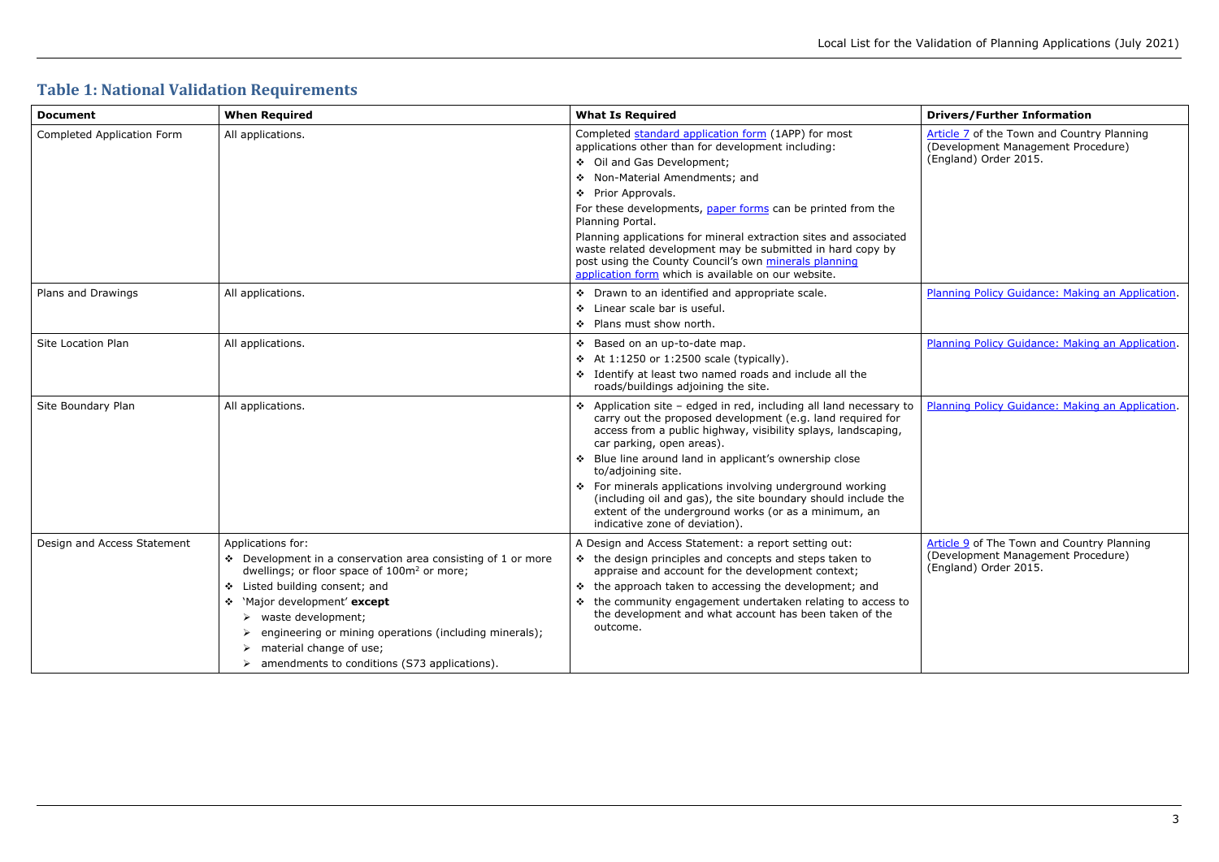## Table 1: National Validation Requirements

| Document | When Required | What Is Required | Drivers/Further Information |
| --- | --- | --- | --- |
| Completed Application Form | All applications. | Completed standard application form (1APP) for most applications other than for development including:<br>❖ Oil and Gas Development;<br>❖ Non-Material Amendments; and<br>❖ Prior Approvals.<br>For these developments, paper forms can be printed from the Planning Portal.<br>Planning applications for mineral extraction sites and associated waste related development may be submitted in hard copy by post using the County Council's own minerals planning application form which is available on our website. | Article 7 of the Town and Country Planning (Development Management Procedure) (England) Order 2015. |
| Plans and Drawings | All applications. | ❖ Drawn to an identified and appropriate scale.<br>❖ Linear scale bar is useful.<br>❖ Plans must show north. | Planning Policy Guidance: Making an Application. |
| Site Location Plan | All applications. | ❖ Based on an up-to-date map.<br>❖ At 1:1250 or 1:2500 scale (typically).<br>❖ Identify at least two named roads and include all the roads/buildings adjoining the site. | Planning Policy Guidance: Making an Application. |
| Site Boundary Plan | All applications. | ❖ Application site – edged in red, including all land necessary to carry out the proposed development (e.g. land required for access from a public highway, visibility splays, landscaping, car parking, open areas).<br>❖ Blue line around land in applicant's ownership close to/adjoining site.<br>❖ For minerals applications involving underground working (including oil and gas), the site boundary should include the extent of the underground works (or as a minimum, an indicative zone of deviation). | Planning Policy Guidance: Making an Application. |
| Design and Access Statement | Applications for:<br>❖ Development in a conservation area consisting of 1 or more dwellings; or floor space of 100m² or more;<br>❖ Listed building consent; and<br>❖ 'Major development' **except**<br>➢ waste development;<br>➢ engineering or mining operations (including minerals);<br>➢ material change of use;<br>➢ amendments to conditions (S73 applications). | A Design and Access Statement: a report setting out:<br>❖ the design principles and concepts and steps taken to appraise and account for the development context;<br>❖ the approach taken to accessing the development; and<br>❖ the community engagement undertaken relating to access to the development and what account has been taken of the outcome. | Article 9 of The Town and Country Planning (Development Management Procedure) (England) Order 2015. |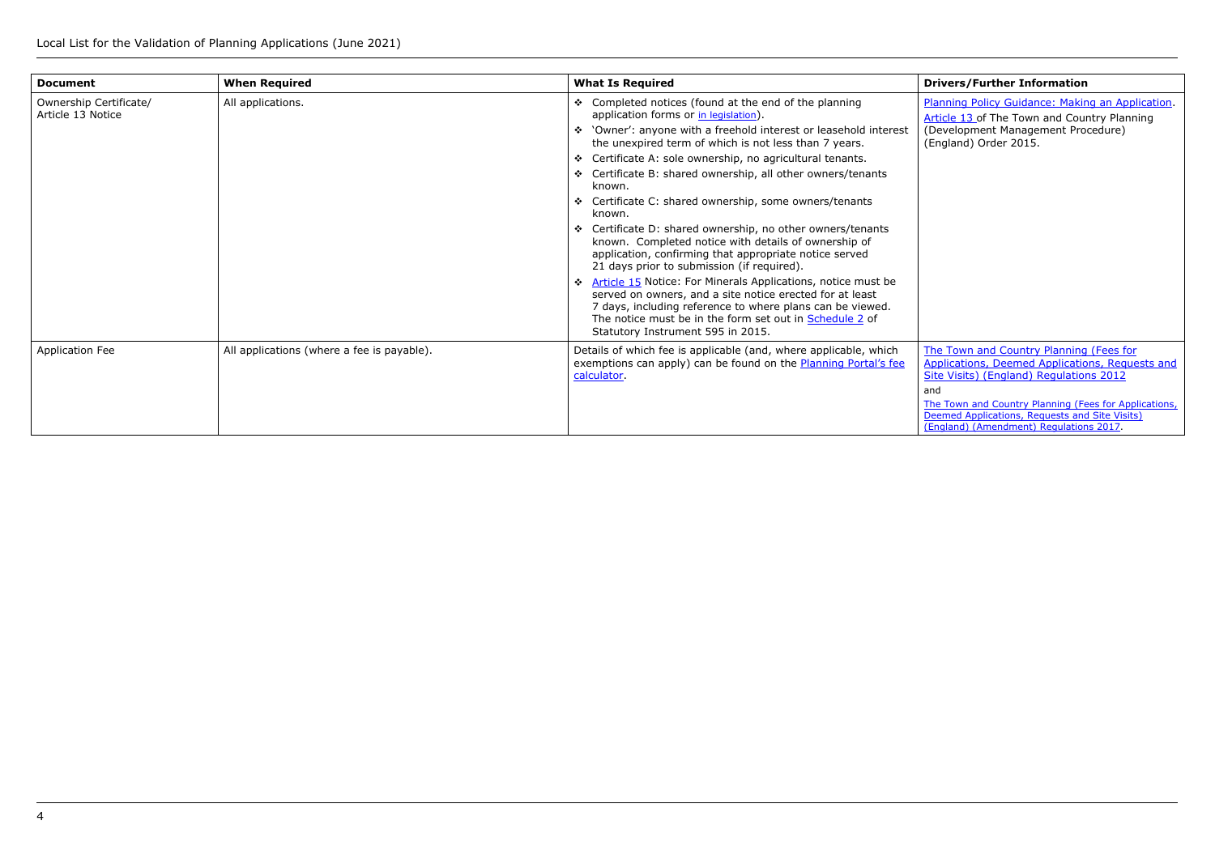| Document | When Required | What Is Required | Drivers/Further Information |
|---|---|---|---|
| Ownership Certificate/ Article 13 Notice | All applications. | ❖ Completed notices (found at the end of the planning application forms or in legislation).<br>❖ 'Owner': anyone with a freehold interest or leasehold interest the unexpired term of which is not less than 7 years.<br>❖ Certificate A: sole ownership, no agricultural tenants.<br>❖ Certificate B: shared ownership, all other owners/tenants known.<br>❖ Certificate C: shared ownership, some owners/tenants known.<br>❖ Certificate D: shared ownership, no other owners/tenants known. Completed notice with details of ownership of application, confirming that appropriate notice served 21 days prior to submission (if required).<br>❖ Article 15 Notice: For Minerals Applications, notice must be served on owners, and a site notice erected for at least 7 days, including reference to where plans can be viewed. The notice must be in the form set out in Schedule 2 of Statutory Instrument 595 in 2015. | Planning Policy Guidance: Making an Application.<br>Article 13 of The Town and Country Planning (Development Management Procedure) (England) Order 2015. |
| Application Fee | All applications (where a fee is payable). | Details of which fee is applicable (and, where applicable, which exemptions can apply) can be found on the Planning Portal's fee calculator. | The Town and Country Planning (Fees for Applications, Deemed Applications, Requests and Site Visits) (England) Regulations 2012<br>and<br>The Town and Country Planning (Fees for Applications, Deemed Applications, Requests and Site Visits) (England) (Amendment) Regulations 2017. |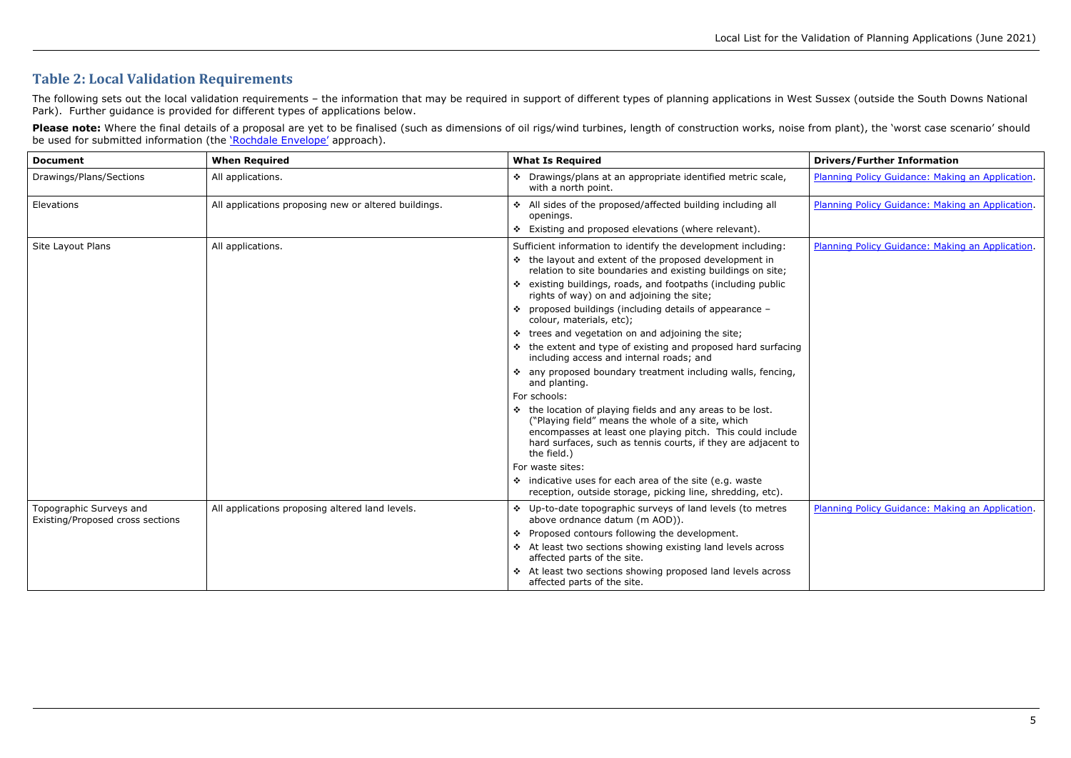## Table 2: Local Validation Requirements

The following sets out the local validation requirements – the information that may be required in support of different types of planning applications in West Sussex (outside the South Downs National Park). Further guidance is provided for different types of applications below.

**Please note:** Where the final details of a proposal are yet to be finalised (such as dimensions of oil rigs/wind turbines, length of construction works, noise from plant), the 'worst case scenario' should be used for submitted information (the 'Rochdale Envelope' approach).

| Document | When Required | What Is Required | Drivers/Further Information |
|---|---|---|---|
| Drawings/Plans/Sections | All applications. | ❖ Drawings/plans at an appropriate identified metric scale, with a north point. | Planning Policy Guidance: Making an Application. |
| Elevations | All applications proposing new or altered buildings. | ❖ All sides of the proposed/affected building including all openings.<br>❖ Existing and proposed elevations (where relevant). | Planning Policy Guidance: Making an Application. |
| Site Layout Plans | All applications. | Sufficient information to identify the development including:<br>❖ the layout and extent of the proposed development in relation to site boundaries and existing buildings on site;<br>❖ existing buildings, roads, and footpaths (including public rights of way) on and adjoining the site;<br>❖ proposed buildings (including details of appearance – colour, materials, etc);<br>❖ trees and vegetation on and adjoining the site;<br>❖ the extent and type of existing and proposed hard surfacing including access and internal roads; and<br>❖ any proposed boundary treatment including walls, fencing, and planting.<br>For schools:<br>❖ the location of playing fields and any areas to be lost. ("Playing field" means the whole of a site, which encompasses at least one playing pitch. This could include hard surfaces, such as tennis courts, if they are adjacent to the field.)<br>For waste sites:<br>❖ indicative uses for each area of the site (e.g. waste reception, outside storage, picking line, shredding, etc). | Planning Policy Guidance: Making an Application. |
| Topographic Surveys and Existing/Proposed cross sections | All applications proposing altered land levels. | ❖ Up-to-date topographic surveys of land levels (to metres above ordnance datum (m AOD)).<br>❖ Proposed contours following the development.<br>❖ At least two sections showing existing land levels across affected parts of the site.<br>❖ At least two sections showing proposed land levels across affected parts of the site. | Planning Policy Guidance: Making an Application. |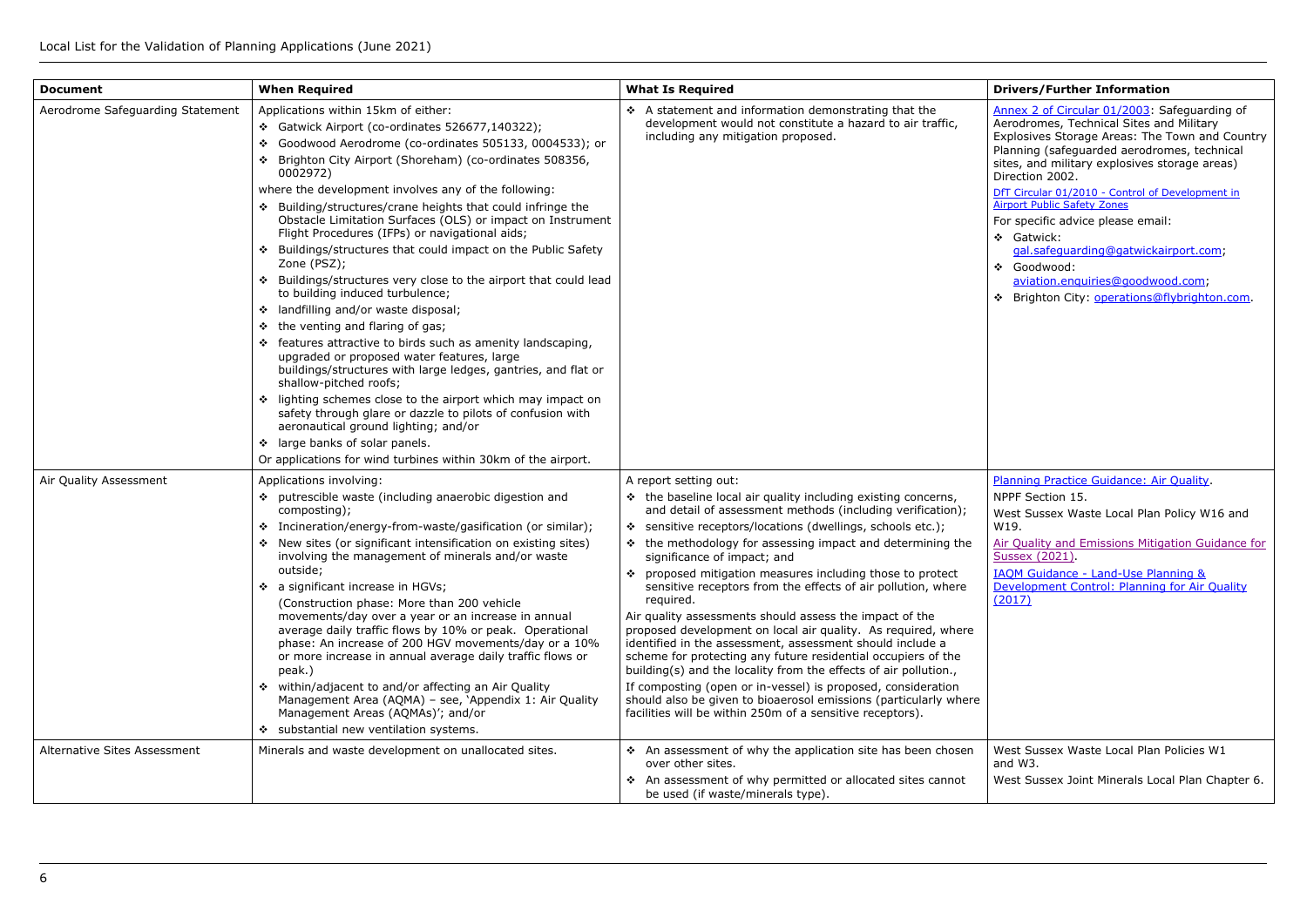| Document | When Required | What Is Required | Drivers/Further Information |
|---|---|---|---|
| Aerodrome Safeguarding Statement | Applications within 15km of either:<br>❖ Gatwick Airport (co-ordinates 526677,140322);<br>❖ Goodwood Aerodrome (co-ordinates 505133, 0004533); or<br>❖ Brighton City Airport (Shoreham) (co-ordinates 508356, 0002972)<br>where the development involves any of the following:<br>❖ Building/structures/crane heights that could infringe the Obstacle Limitation Surfaces (OLS) or impact on Instrument Flight Procedures (IFPs) or navigational aids;<br>❖ Buildings/structures that could impact on the Public Safety Zone (PSZ);<br>❖ Buildings/structures very close to the airport that could lead to building induced turbulence;<br>❖ landfilling and/or waste disposal;<br>❖ the venting and flaring of gas;<br>❖ features attractive to birds such as amenity landscaping, upgraded or proposed water features, large buildings/structures with large ledges, gantries, and flat or shallow-pitched roofs;<br>❖ lighting schemes close to the airport which may impact on safety through glare or dazzle to pilots of confusion with aeronautical ground lighting; and/or<br>❖ large banks of solar panels.<br>Or applications for wind turbines within 30km of the airport. | ❖ A statement and information demonstrating that the development would not constitute a hazard to air traffic, including any mitigation proposed. | Annex 2 of Circular 01/2003: Safeguarding of Aerodromes, Technical Sites and Military Explosives Storage Areas: The Town and Country Planning (safeguarded aerodromes, technical sites, and military explosives storage areas) Direction 2002.<br>DfT Circular 01/2010 - Control of Development in Airport Public Safety Zones<br>For specific advice please email:<br>❖ Gatwick: gal.safeguarding@gatwickairport.com;<br>❖ Goodwood: aviation.enquiries@goodwood.com;<br>❖ Brighton City: operations@flybrighton.com. |
| Air Quality Assessment | Applications involving:<br>❖ putrescible waste (including anaerobic digestion and composting);<br>❖ Incineration/energy-from-waste/gasification (or similar);<br>❖ New sites (or significant intensification on existing sites) involving the management of minerals and/or waste outside;<br>❖ a significant increase in HGVs;<br>(Construction phase: More than 200 vehicle movements/day over a year or an increase in annual average daily traffic flows by 10% or peak. Operational phase: An increase of 200 HGV movements/day or a 10% or more increase in annual average daily traffic flows or peak.)<br>❖ within/adjacent to and/or affecting an Air Quality Management Area (AQMA) – see, 'Appendix 1: Air Quality Management Areas (AQMAs)'; and/or<br>❖ substantial new ventilation systems. | A report setting out:<br>❖ the baseline local air quality including existing concerns, and detail of assessment methods (including verification);<br>❖ sensitive receptors/locations (dwellings, schools etc.);<br>❖ the methodology for assessing impact and determining the significance of impact; and<br>❖ proposed mitigation measures including those to protect sensitive receptors from the effects of air pollution, where required.<br>Air quality assessments should assess the impact of the proposed development on local air quality. As required, where identified in the assessment, assessment should include a scheme for protecting any future residential occupiers of the building(s) and the locality from the effects of air pollution.,<br>If composting (open or in-vessel) is proposed, consideration should also be given to bioaerosol emissions (particularly where facilities will be within 250m of a sensitive receptors). | Planning Practice Guidance: Air Quality.<br>NPPF Section 15.<br>West Sussex Waste Local Plan Policy W16 and W19.<br>Air Quality and Emissions Mitigation Guidance for Sussex (2021).<br>IAQM Guidance - Land-Use Planning & Development Control: Planning for Air Quality (2017) |
| Alternative Sites Assessment | Minerals and waste development on unallocated sites. | ❖ An assessment of why the application site has been chosen over other sites.<br>❖ An assessment of why permitted or allocated sites cannot be used (if waste/minerals type). | West Sussex Waste Local Plan Policies W1 and W3.<br>West Sussex Joint Minerals Local Plan Chapter 6. |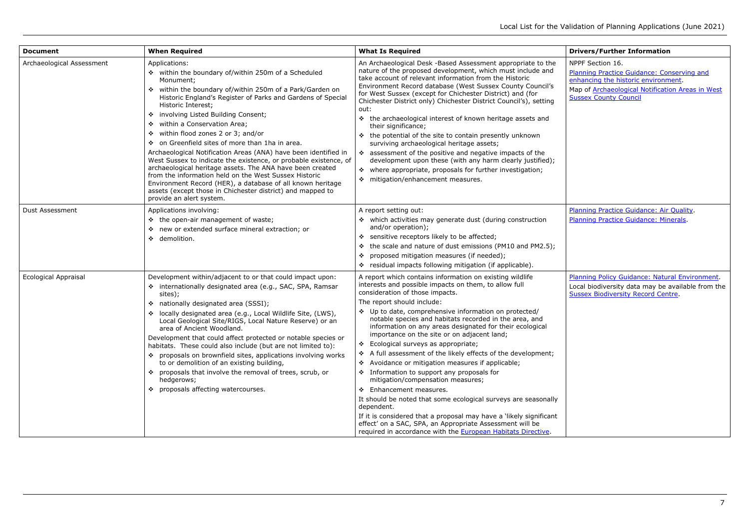| Document | When Required | What Is Required | Drivers/Further Information |
|---|---|---|---|
| Archaeological Assessment | Applications:<br>❖ within the boundary of/within 250m of a Scheduled Monument;<br>❖ within the boundary of/within 250m of a Park/Garden on Historic England's Register of Parks and Gardens of Special Historic Interest;<br>❖ involving Listed Building Consent;<br>❖ within a Conservation Area;<br>❖ within flood zones 2 or 3; and/or<br>❖ on Greenfield sites of more than 1ha in area.<br>Archaeological Notification Areas (ANA) have been identified in West Sussex to indicate the existence, or probable existence, of archaeological heritage assets. The ANA have been created from the information held on the West Sussex Historic Environment Record (HER), a database of all known heritage assets (except those in Chichester district) and mapped to provide an alert system. | An Archaeological Desk -Based Assessment appropriate to the nature of the proposed development, which must include and take account of relevant information from the Historic Environment Record database (West Sussex County Council's for West Sussex (except for Chichester District) and (for Chichester District only) Chichester District Council's), setting out:<br>❖ the archaeological interest of known heritage assets and their significance;<br>❖ the potential of the site to contain presently unknown surviving archaeological heritage assets;<br>❖ assessment of the positive and negative impacts of the development upon these (with any harm clearly justified);<br>❖ where appropriate, proposals for further investigation;<br>❖ mitigation/enhancement measures. | NPPF Section 16.<br>Planning Practice Guidance: Conserving and enhancing the historic environment.<br>Map of Archaeological Notification Areas in West Sussex County Council |
| Dust Assessment | Applications involving:<br>❖ the open-air management of waste;<br>❖ new or extended surface mineral extraction; or<br>❖ demolition. | A report setting out:<br>❖ which activities may generate dust (during construction and/or operation);<br>❖ sensitive receptors likely to be affected;<br>❖ the scale and nature of dust emissions (PM10 and PM2.5);<br>❖ proposed mitigation measures (if needed);<br>❖ residual impacts following mitigation (if applicable). | Planning Practice Guidance: Air Quality.<br>Planning Practice Guidance: Minerals. |
| Ecological Appraisal | Development within/adjacent to or that could impact upon:<br>❖ internationally designated area (e.g., SAC, SPA, Ramsar sites);<br>❖ nationally designated area (SSSI);<br>❖ locally designated area (e.g., Local Wildlife Site, (LWS), Local Geological Site/RIGS, Local Nature Reserve) or an area of Ancient Woodland.<br>Development that could affect protected or notable species or habitats. These could also include (but are not limited to):<br>❖ proposals on brownfield sites, applications involving works to or demolition of an existing building,<br>❖ proposals that involve the removal of trees, scrub, or hedgerows;<br>❖ proposals affecting watercourses. | A report which contains information on existing wildlife interests and possible impacts on them, to allow full consideration of those impacts.<br>The report should include:<br>❖ Up to date, comprehensive information on protected/ notable species and habitats recorded in the area, and information on any areas designated for their ecological importance on the site or on adjacent land;<br>❖ Ecological surveys as appropriate;<br>❖ A full assessment of the likely effects of the development;<br>❖ Avoidance or mitigation measures if applicable;<br>❖ Information to support any proposals for mitigation/compensation measures;<br>❖ Enhancement measures.<br>It should be noted that some ecological surveys are seasonally dependent.<br>If it is considered that a proposal may have a 'likely significant effect' on a SAC, SPA, an Appropriate Assessment will be required in accordance with the European Habitats Directive. | Planning Policy Guidance: Natural Environment.<br>Local biodiversity data may be available from the Sussex Biodiversity Record Centre. |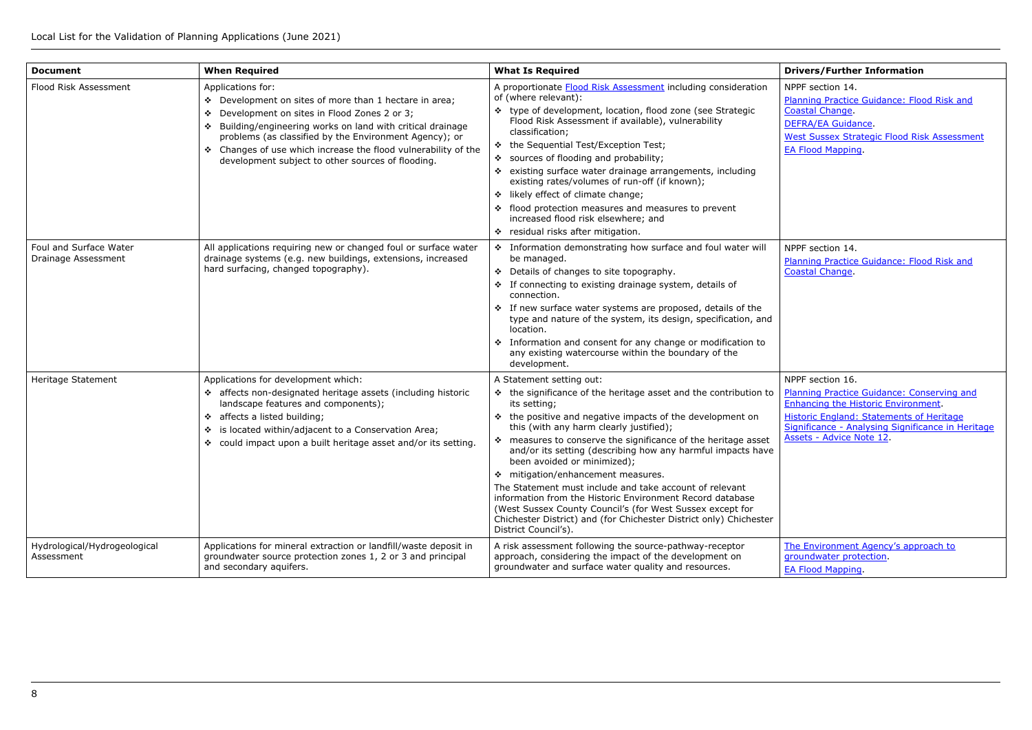| Document | When Required | What Is Required | Drivers/Further Information |
| --- | --- | --- | --- |
| Flood Risk Assessment | Applications for:<br>❖ Development on sites of more than 1 hectare in area;<br>❖ Development on sites in Flood Zones 2 or 3;<br>❖ Building/engineering works on land with critical drainage problems (as classified by the Environment Agency); or<br>❖ Changes of use which increase the flood vulnerability of the development subject to other sources of flooding. | A proportionate Flood Risk Assessment including consideration of (where relevant):<br>❖ type of development, location, flood zone (see Strategic Flood Risk Assessment if available), vulnerability classification;<br>❖ the Sequential Test/Exception Test;<br>❖ sources of flooding and probability;<br>❖ existing surface water drainage arrangements, including existing rates/volumes of run-off (if known);<br>❖ likely effect of climate change;<br>❖ flood protection measures and measures to prevent increased flood risk elsewhere; and<br>❖ residual risks after mitigation. | NPPF section 14.<br>Planning Practice Guidance: Flood Risk and Coastal Change.<br>DEFRA/EA Guidance.<br>West Sussex Strategic Flood Risk Assessment<br>EA Flood Mapping. |
| Foul and Surface Water Drainage Assessment | All applications requiring new or changed foul or surface water drainage systems (e.g. new buildings, extensions, increased hard surfacing, changed topography). | ❖ Information demonstrating how surface and foul water will be managed.<br>❖ Details of changes to site topography.<br>❖ If connecting to existing drainage system, details of connection.<br>❖ If new surface water systems are proposed, details of the type and nature of the system, its design, specification, and location.<br>❖ Information and consent for any change or modification to any existing watercourse within the boundary of the development. | NPPF section 14.<br>Planning Practice Guidance: Flood Risk and Coastal Change. |
| Heritage Statement | Applications for development which:<br>❖ affects non-designated heritage assets (including historic landscape features and components);<br>❖ affects a listed building;<br>❖ is located within/adjacent to a Conservation Area;<br>❖ could impact upon a built heritage asset and/or its setting. | A Statement setting out:<br>❖ the significance of the heritage asset and the contribution to its setting;<br>❖ the positive and negative impacts of the development on this (with any harm clearly justified);<br>❖ measures to conserve the significance of the heritage asset and/or its setting (describing how any harmful impacts have been avoided or minimized);<br>❖ mitigation/enhancement measures.<br>The Statement must include and take account of relevant information from the Historic Environment Record database (West Sussex County Council's (for West Sussex except for Chichester District) and (for Chichester District only) Chichester District Council's). | NPPF section 16.<br>Planning Practice Guidance: Conserving and Enhancing the Historic Environment.<br>Historic England: Statements of Heritage Significance - Analysing Significance in Heritage Assets - Advice Note 12. |
| Hydrological/Hydrogeological Assessment | Applications for mineral extraction or landfill/waste deposit in groundwater source protection zones 1, 2 or 3 and principal and secondary aquifers. | A risk assessment following the source-pathway-receptor approach, considering the impact of the development on groundwater and surface water quality and resources. | The Environment Agency's approach to groundwater protection.<br>EA Flood Mapping. |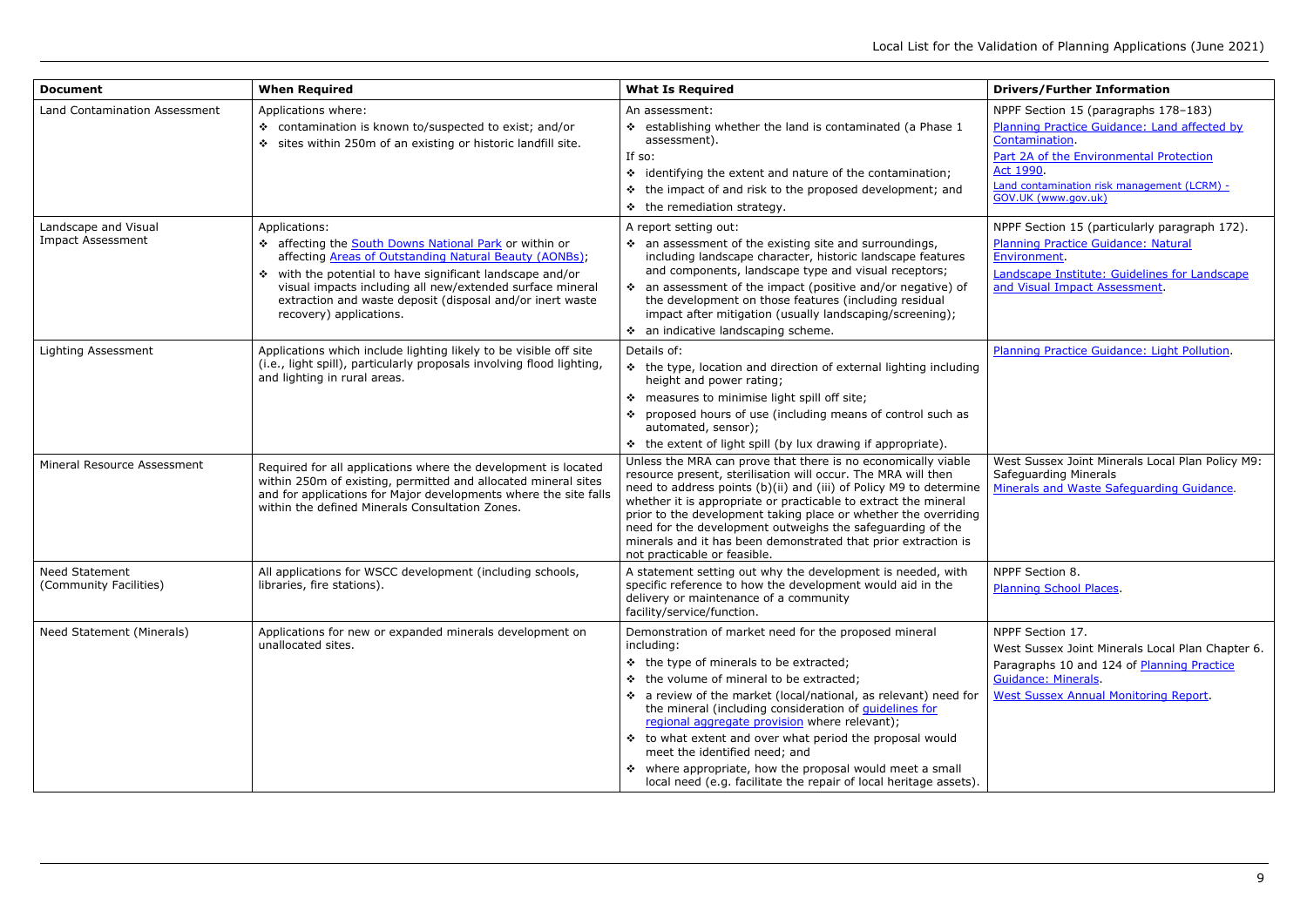| Document | When Required | What Is Required | Drivers/Further Information |
|---|---|---|---|
| Land Contamination Assessment | Applications where:<br>❖ contamination is known to/suspected to exist; and/or<br>❖ sites within 250m of an existing or historic landfill site. | An assessment:<br>❖ establishing whether the land is contaminated (a Phase 1 assessment).<br>If so:<br>❖ identifying the extent and nature of the contamination;<br>❖ the impact of and risk to the proposed development; and<br>❖ the remediation strategy. | NPPF Section 15 (paragraphs 178–183)<br>Planning Practice Guidance: Land affected by Contamination.<br>Part 2A of the Environmental Protection Act 1990.<br>Land contamination risk management (LCRM) - GOV.UK (www.gov.uk) |
| Landscape and Visual Impact Assessment | Applications:<br>❖ affecting the South Downs National Park or within or affecting Areas of Outstanding Natural Beauty (AONBs);<br>❖ with the potential to have significant landscape and/or visual impacts including all new/extended surface mineral extraction and waste deposit (disposal and/or inert waste recovery) applications. | A report setting out:<br>❖ an assessment of the existing site and surroundings, including landscape character, historic landscape features and components, landscape type and visual receptors;<br>❖ an assessment of the impact (positive and/or negative) of the development on those features (including residual impact after mitigation (usually landscaping/screening);<br>❖ an indicative landscaping scheme. | NPPF Section 15 (particularly paragraph 172).<br>Planning Practice Guidance: Natural Environment.<br>Landscape Institute: Guidelines for Landscape and Visual Impact Assessment. |
| Lighting Assessment | Applications which include lighting likely to be visible off site (i.e., light spill), particularly proposals involving flood lighting, and lighting in rural areas. | Details of:<br>❖ the type, location and direction of external lighting including height and power rating;<br>❖ measures to minimise light spill off site;<br>❖ proposed hours of use (including means of control such as automated, sensor);<br>❖ the extent of light spill (by lux drawing if appropriate). | Planning Practice Guidance: Light Pollution. |
| Mineral Resource Assessment | Required for all applications where the development is located within 250m of existing, permitted and allocated mineral sites and for applications for Major developments where the site falls within the defined Minerals Consultation Zones. | Unless the MRA can prove that there is no economically viable resource present, sterilisation will occur. The MRA will then need to address points (b)(ii) and (iii) of Policy M9 to determine whether it is appropriate or practicable to extract the mineral prior to the development taking place or whether the overriding need for the development outweighs the safeguarding of the minerals and it has been demonstrated that prior extraction is not practicable or feasible. | West Sussex Joint Minerals Local Plan Policy M9: Safeguarding Minerals<br>Minerals and Waste Safeguarding Guidance. |
| Need Statement (Community Facilities) | All applications for WSCC development (including schools, libraries, fire stations). | A statement setting out why the development is needed, with specific reference to how the development would aid in the delivery or maintenance of a community facility/service/function. | NPPF Section 8.<br>Planning School Places. |
| Need Statement (Minerals) | Applications for new or expanded minerals development on unallocated sites. | Demonstration of market need for the proposed mineral including:<br>❖ the type of minerals to be extracted;<br>❖ the volume of mineral to be extracted;<br>❖ a review of the market (local/national, as relevant) need for the mineral (including consideration of guidelines for regional aggregate provision where relevant);<br>❖ to what extent and over what period the proposal would meet the identified need; and<br>❖ where appropriate, how the proposal would meet a small local need (e.g. facilitate the repair of local heritage assets). | NPPF Section 17.<br>West Sussex Joint Minerals Local Plan Chapter 6.<br>Paragraphs 10 and 124 of Planning Practice Guidance: Minerals.<br>West Sussex Annual Monitoring Report. |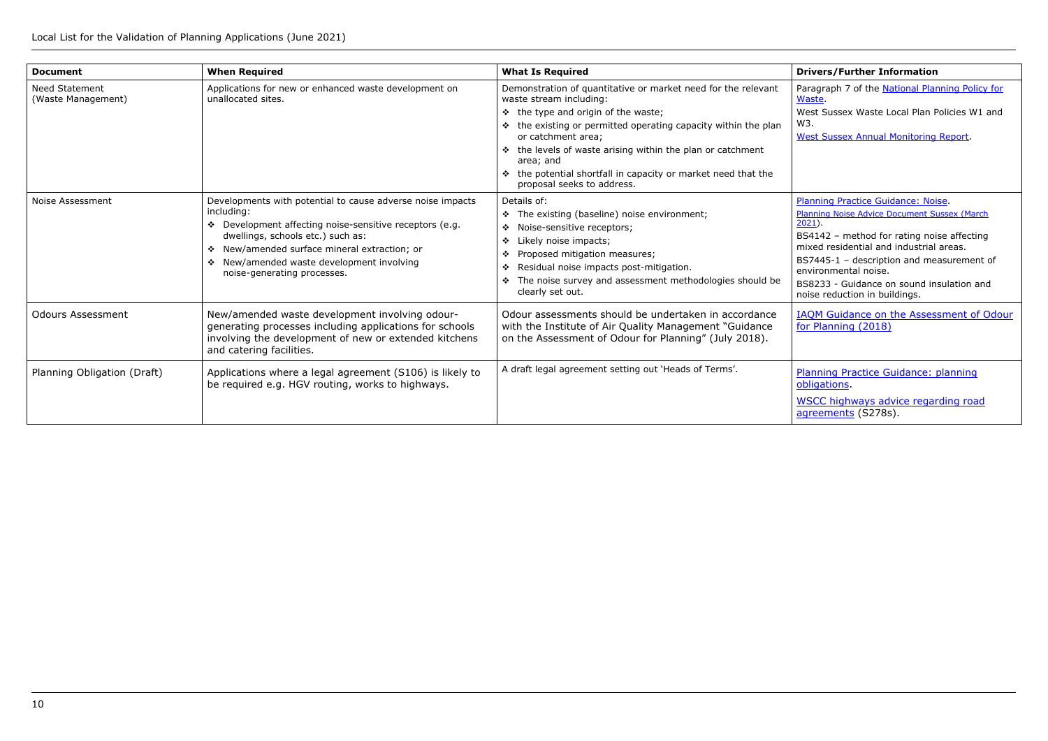| Document | When Required | What Is Required | Drivers/Further Information |
|---|---|---|---|
| Need Statement (Waste Management) | Applications for new or enhanced waste development on unallocated sites. | Demonstration of quantitative or market need for the relevant waste stream including:<br>❖ the type and origin of the waste;<br>❖ the existing or permitted operating capacity within the plan or catchment area;<br>❖ the levels of waste arising within the plan or catchment area; and<br>❖ the potential shortfall in capacity or market need that the proposal seeks to address. | Paragraph 7 of the National Planning Policy for Waste.<br>West Sussex Waste Local Plan Policies W1 and W3.<br>West Sussex Annual Monitoring Report. |
| Noise Assessment | Developments with potential to cause adverse noise impacts including:<br>❖ Development affecting noise-sensitive receptors (e.g. dwellings, schools etc.) such as:<br>❖ New/amended surface mineral extraction; or<br>❖ New/amended waste development involving noise-generating processes. | Details of:<br>❖ The existing (baseline) noise environment;<br>❖ Noise-sensitive receptors;<br>❖ Likely noise impacts;<br>❖ Proposed mitigation measures;<br>❖ Residual noise impacts post-mitigation.<br>❖ The noise survey and assessment methodologies should be clearly set out. | Planning Practice Guidance: Noise.<br>Planning Noise Advice Document Sussex (March 2021).<br>BS4142 – method for rating noise affecting mixed residential and industrial areas.<br>BS7445-1 – description and measurement of environmental noise.<br>BS8233 - Guidance on sound insulation and noise reduction in buildings. |
| Odours Assessment | New/amended waste development involving odour-generating processes including applications for schools involving the development of new or extended kitchens and catering facilities. | Odour assessments should be undertaken in accordance with the Institute of Air Quality Management "Guidance on the Assessment of Odour for Planning" (July 2018). | IAQM Guidance on the Assessment of Odour for Planning (2018) |
| Planning Obligation (Draft) | Applications where a legal agreement (S106) is likely to be required e.g. HGV routing, works to highways. | A draft legal agreement setting out 'Heads of Terms'. | Planning Practice Guidance: planning obligations.<br>WSCC highways advice regarding road agreements (S278s). |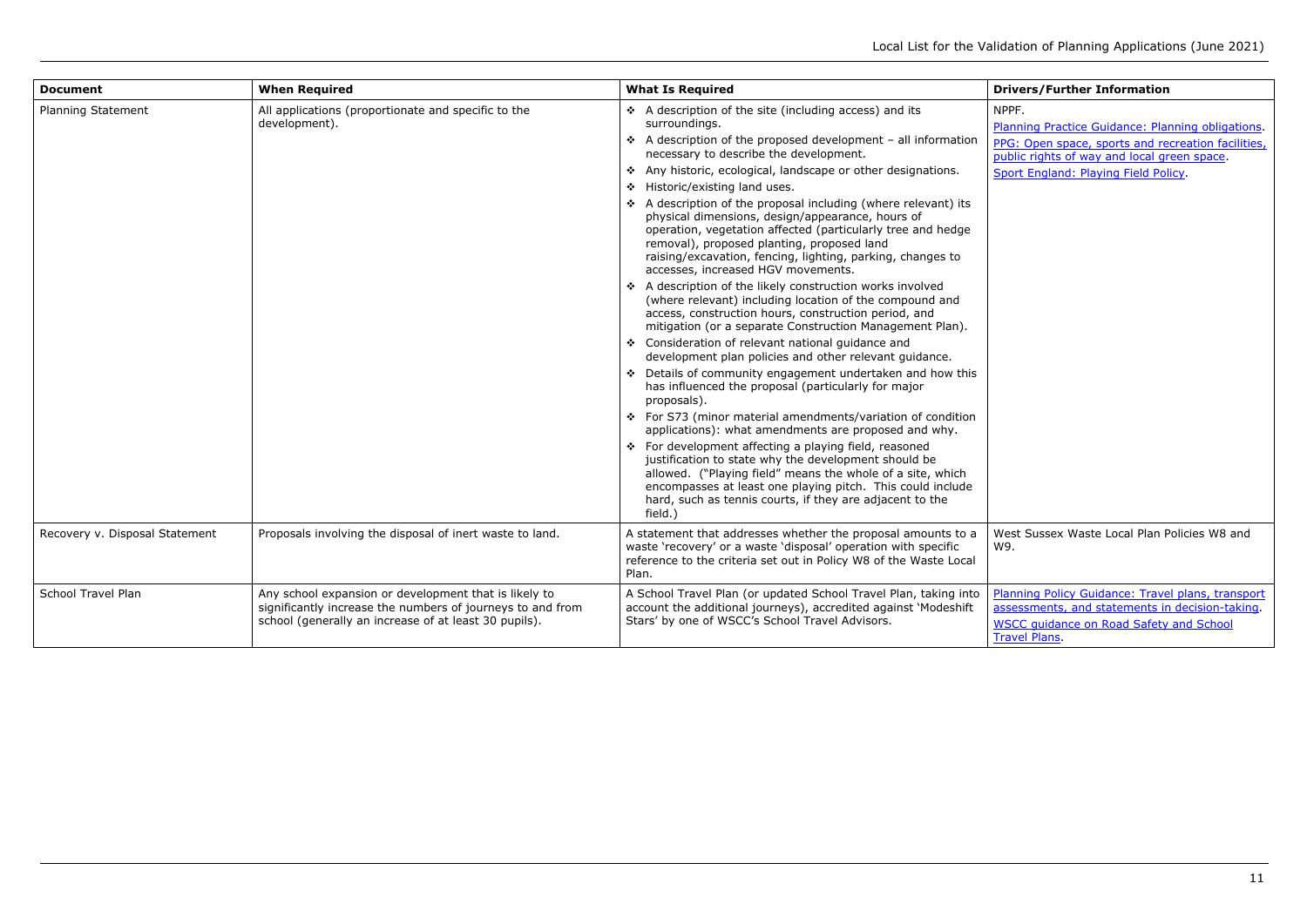| Document | When Required | What Is Required | Drivers/Further Information |
|---|---|---|---|
| Planning Statement | All applications (proportionate and specific to the development). | ❖ A description of the site (including access) and its surroundings.<br>❖ A description of the proposed development – all information necessary to describe the development.<br>❖ Any historic, ecological, landscape or other designations.<br>❖ Historic/existing land uses.<br>❖ A description of the proposal including (where relevant) its physical dimensions, design/appearance, hours of operation, vegetation affected (particularly tree and hedge removal), proposed planting, proposed land raising/excavation, fencing, lighting, parking, changes to accesses, increased HGV movements.<br>❖ A description of the likely construction works involved (where relevant) including location of the compound and access, construction hours, construction period, and mitigation (or a separate Construction Management Plan).<br>❖ Consideration of relevant national guidance and development plan policies and other relevant guidance.<br>❖ Details of community engagement undertaken and how this has influenced the proposal (particularly for major proposals).<br>❖ For S73 (minor material amendments/variation of condition applications): what amendments are proposed and why.<br>❖ For development affecting a playing field, reasoned justification to state why the development should be allowed. ("Playing field" means the whole of a site, which encompasses at least one playing pitch. This could include hard, such as tennis courts, if they are adjacent to the field.) | NPPF.<br>Planning Practice Guidance: Planning obligations.<br>PPG: Open space, sports and recreation facilities, public rights of way and local green space.<br>Sport England: Playing Field Policy. |
| Recovery v. Disposal Statement | Proposals involving the disposal of inert waste to land. | A statement that addresses whether the proposal amounts to a waste 'recovery' or a waste 'disposal' operation with specific reference to the criteria set out in Policy W8 of the Waste Local Plan. | West Sussex Waste Local Plan Policies W8 and W9. |
| School Travel Plan | Any school expansion or development that is likely to significantly increase the numbers of journeys to and from school (generally an increase of at least 30 pupils). | A School Travel Plan (or updated School Travel Plan, taking into account the additional journeys), accredited against 'Modeshift Stars' by one of WSCC's School Travel Advisors. | Planning Policy Guidance: Travel plans, transport assessments, and statements in decision-taking.<br>WSCC guidance on Road Safety and School Travel Plans. |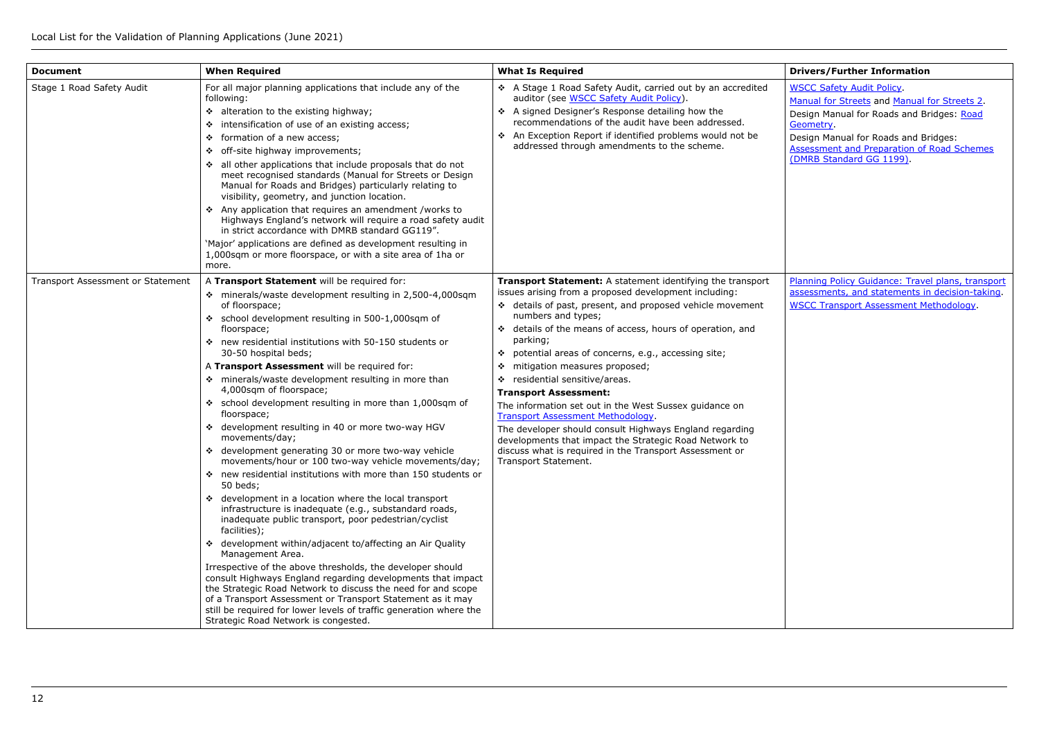| Document | When Required | What Is Required | Drivers/Further Information |
|---|---|---|---|
| Stage 1 Road Safety Audit | For all major planning applications that include any of the following:<br>❖ alteration to the existing highway;<br>❖ intensification of use of an existing access;<br>❖ formation of a new access;<br>❖ off-site highway improvements;<br>❖ all other applications that include proposals that do not meet recognised standards (Manual for Streets or Design Manual for Roads and Bridges) particularly relating to visibility, geometry, and junction location.<br>❖ Any application that requires an amendment /works to Highways England's network will require a road safety audit in strict accordance with DMRB standard GG119".<br>'Major' applications are defined as development resulting in 1,000sqm or more floorspace, or with a site area of 1ha or more. | ❖ A Stage 1 Road Safety Audit, carried out by an accredited auditor (see WSCC Safety Audit Policy).<br>❖ A signed Designer's Response detailing how the recommendations of the audit have been addressed.<br>❖ An Exception Report if identified problems would not be addressed through amendments to the scheme. | WSCC Safety Audit Policy.<br>Manual for Streets and Manual for Streets 2.<br>Design Manual for Roads and Bridges: Road Geometry.<br>Design Manual for Roads and Bridges: Assessment and Preparation of Road Schemes (DMRB Standard GG 1199). |
| Transport Assessment or Statement | A **Transport Statement** will be required for:<br>❖ minerals/waste development resulting in 2,500-4,000sqm of floorspace;<br>❖ school development resulting in 500-1,000sqm of floorspace;<br>❖ new residential institutions with 50-150 students or 30-50 hospital beds;<br>A **Transport Assessment** will be required for:<br>❖ minerals/waste development resulting in more than 4,000sqm of floorspace;<br>❖ school development resulting in more than 1,000sqm of floorspace;<br>❖ development resulting in 40 or more two-way HGV movements/day;<br>❖ development generating 30 or more two-way vehicle movements/hour or 100 two-way vehicle movements/day;<br>❖ new residential institutions with more than 150 students or 50 beds;<br>❖ development in a location where the local transport infrastructure is inadequate (e.g., substandard roads, inadequate public transport, poor pedestrian/cyclist facilities);<br>❖ development within/adjacent to/affecting an Air Quality Management Area.<br>Irrespective of the above thresholds, the developer should consult Highways England regarding developments that impact the Strategic Road Network to discuss the need for and scope of a Transport Assessment or Transport Statement as it may still be required for lower levels of traffic generation where the Strategic Road Network is congested. | **Transport Statement:** A statement identifying the transport issues arising from a proposed development including:<br>❖ details of past, present, and proposed vehicle movement numbers and types;<br>❖ details of the means of access, hours of operation, and parking;<br>❖ potential areas of concerns, e.g., accessing site;<br>❖ mitigation measures proposed;<br>❖ residential sensitive/areas.<br>**Transport Assessment:**<br>The information set out in the West Sussex guidance on Transport Assessment Methodology.<br>The developer should consult Highways England regarding developments that impact the Strategic Road Network to discuss what is required in the Transport Assessment or Transport Statement. | Planning Policy Guidance: Travel plans, transport assessments, and statements in decision-taking.<br>WSCC Transport Assessment Methodology. |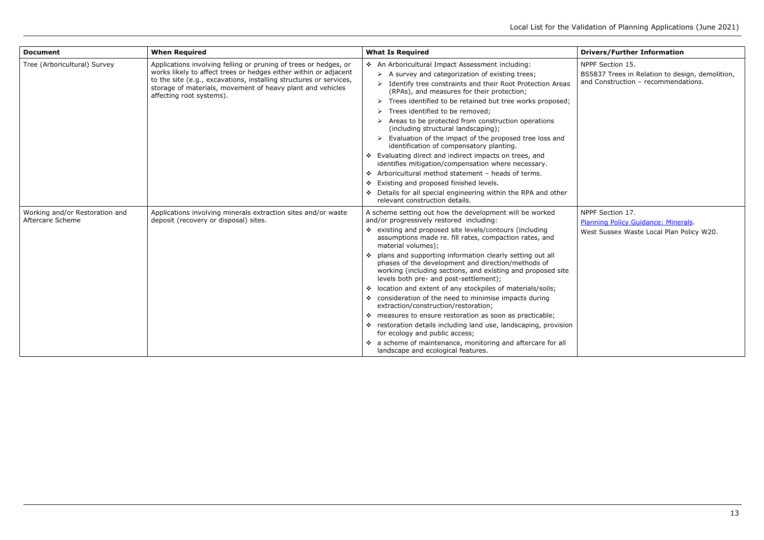| Document | When Required | What Is Required | Drivers/Further Information |
|---|---|---|---|
| Tree (Arboricultural) Survey | Applications involving felling or pruning of trees or hedges, or works likely to affect trees or hedges either within or adjacent to the site (e.g., excavations, installing structures or services, storage of materials, movement of heavy plant and vehicles affecting root systems). | ❖ An Arboricultural Impact Assessment including:<br>➢ A survey and categorization of existing trees;<br>➢ Identify tree constraints and their Root Protection Areas (RPAs), and measures for their protection;<br>➢ Trees identified to be retained but tree works proposed;<br>➢ Trees identified to be removed;<br>➢ Areas to be protected from construction operations (including structural landscaping);<br>➢ Evaluation of the impact of the proposed tree loss and identification of compensatory planting.<br>❖ Evaluating direct and indirect impacts on trees, and identifies mitigation/compensation where necessary.<br>❖ Arboricultural method statement – heads of terms.<br>❖ Existing and proposed finished levels.<br>❖ Details for all special engineering within the RPA and other relevant construction details. | NPPF Section 15.<br>BS5837 Trees in Relation to design, demolition, and Construction – recommendations. |
| Working and/or Restoration and Aftercare Scheme | Applications involving minerals extraction sites and/or waste deposit (recovery or disposal) sites. | A scheme setting out how the development will be worked and/or progressively restored including:<br>❖ existing and proposed site levels/contours (including assumptions made re. fill rates, compaction rates, and material volumes);<br>❖ plans and supporting information clearly setting out all phases of the development and direction/methods of working (including sections, and existing and proposed site levels both pre- and post-settlement);<br>❖ location and extent of any stockpiles of materials/soils;<br>❖ consideration of the need to minimise impacts during extraction/construction/restoration;<br>❖ measures to ensure restoration as soon as practicable;<br>❖ restoration details including land use, landscaping, provision for ecology and public access;<br>❖ a scheme of maintenance, monitoring and aftercare for all landscape and ecological features. | NPPF Section 17.<br>Planning Policy Guidance: Minerals.<br>West Sussex Waste Local Plan Policy W20. |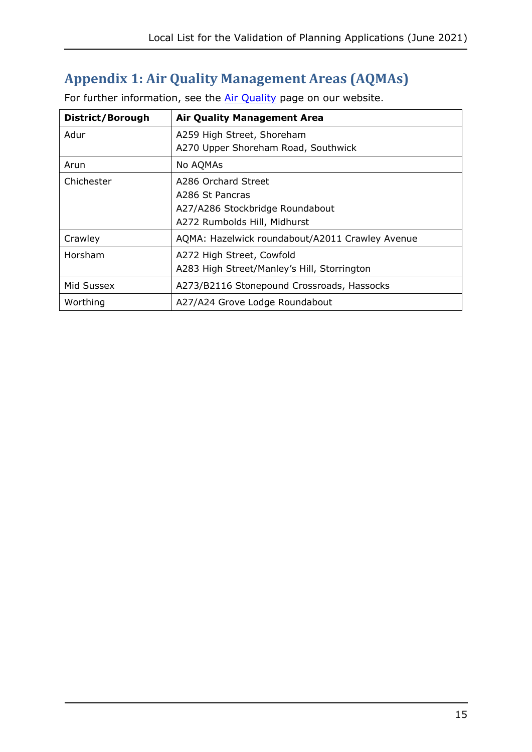## Appendix 1: Air Quality Management Areas (AQMAs)

For further information, see the Air Quality page on our website.

| District/Borough | Air Quality Management Area |
| --- | --- |
| Adur | A259 High Street, Shoreham<br>A270 Upper Shoreham Road, Southwick |
| Arun | No AQMAs |
| Chichester | A286 Orchard Street<br>A286 St Pancras<br>A27/A286 Stockbridge Roundabout<br>A272 Rumbolds Hill, Midhurst |
| Crawley | AQMA: Hazelwick roundabout/A2011 Crawley Avenue |
| Horsham | A272 High Street, Cowfold<br>A283 High Street/Manley's Hill, Storrington |
| Mid Sussex | A273/B2116 Stonepound Crossroads, Hassocks |
| Worthing | A27/A24 Grove Lodge Roundabout |